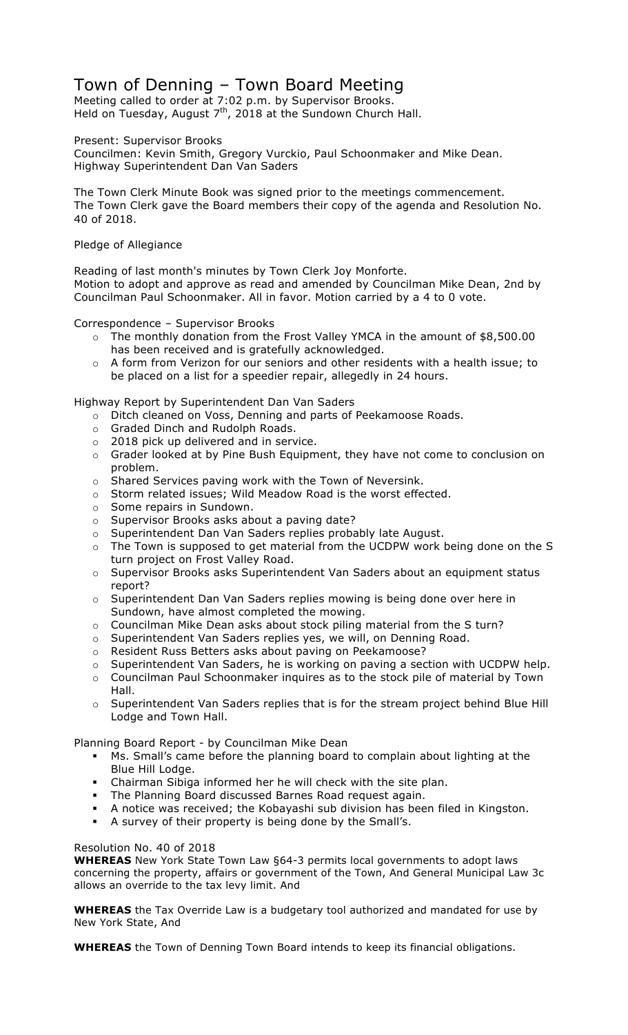# Town of Denning – Town Board Meeting

Meeting called to order at 7:02 p.m. by Supervisor Brooks.
Held on Tuesday, August 7th, 2018 at the Sundown Church Hall.

Present: Supervisor Brooks
Councilmen: Kevin Smith, Gregory Vurckio, Paul Schoonmaker and Mike Dean.
Highway Superintendent Dan Van Saders

The Town Clerk Minute Book was signed prior to the meetings commencement.
The Town Clerk gave the Board members their copy of the agenda and Resolution No. 40 of 2018.

Pledge of Allegiance

Reading of last month's minutes by Town Clerk Joy Monforte.
Motion to adopt and approve as read and amended by Councilman Mike Dean, 2nd by Councilman Paul Schoonmaker. All in favor. Motion carried by a 4 to 0 vote.

Correspondence – Supervisor Brooks

- The monthly donation from the Frost Valley YMCA in the amount of $8,500.00 has been received and is gratefully acknowledged.
- A form from Verizon for our seniors and other residents with a health issue; to be placed on a list for a speedier repair, allegedly in 24 hours.

Highway Report by Superintendent Dan Van Saders

- Ditch cleaned on Voss, Denning and parts of Peekamoose Roads.
- Graded Dinch and Rudolph Roads.
- 2018 pick up delivered and in service.
- Grader looked at by Pine Bush Equipment, they have not come to conclusion on problem.
- Shared Services paving work with the Town of Neversink.
- Storm related issues; Wild Meadow Road is the worst effected.
- Some repairs in Sundown.
- Supervisor Brooks asks about a paving date?
- Superintendent Dan Van Saders replies probably late August.
- The Town is supposed to get material from the UCDPW work being done on the S turn project on Frost Valley Road.
- Supervisor Brooks asks Superintendent Van Saders about an equipment status report?
- Superintendent Dan Van Saders replies mowing is being done over here in Sundown, have almost completed the mowing.
- Councilman Mike Dean asks about stock piling material from the S turn?
- Superintendent Van Saders replies yes, we will, on Denning Road.
- Resident Russ Betters asks about paving on Peekamoose?
- Superintendent Van Saders, he is working on paving a section with UCDPW help.
- Councilman Paul Schoonmaker inquires as to the stock pile of material by Town Hall.
- Superintendent Van Saders replies that is for the stream project behind Blue Hill Lodge and Town Hall.

Planning Board Report - by Councilman Mike Dean

- Ms. Small's came before the planning board to complain about lighting at the Blue Hill Lodge.
- Chairman Sibiga informed her he will check with the site plan.
- The Planning Board discussed Barnes Road request again.
- A notice was received; the Kobayashi sub division has been filed in Kingston.
- A survey of their property is being done by the Small's.

Resolution No. 40 of 2018

**WHEREAS** New York State Town Law §64-3 permits local governments to adopt laws concerning the property, affairs or government of the Town, And General Municipal Law 3c allows an override to the tax levy limit. And

**WHEREAS** the Tax Override Law is a budgetary tool authorized and mandated for use by New York State, And

**WHEREAS** the Town of Denning Town Board intends to keep its financial obligations.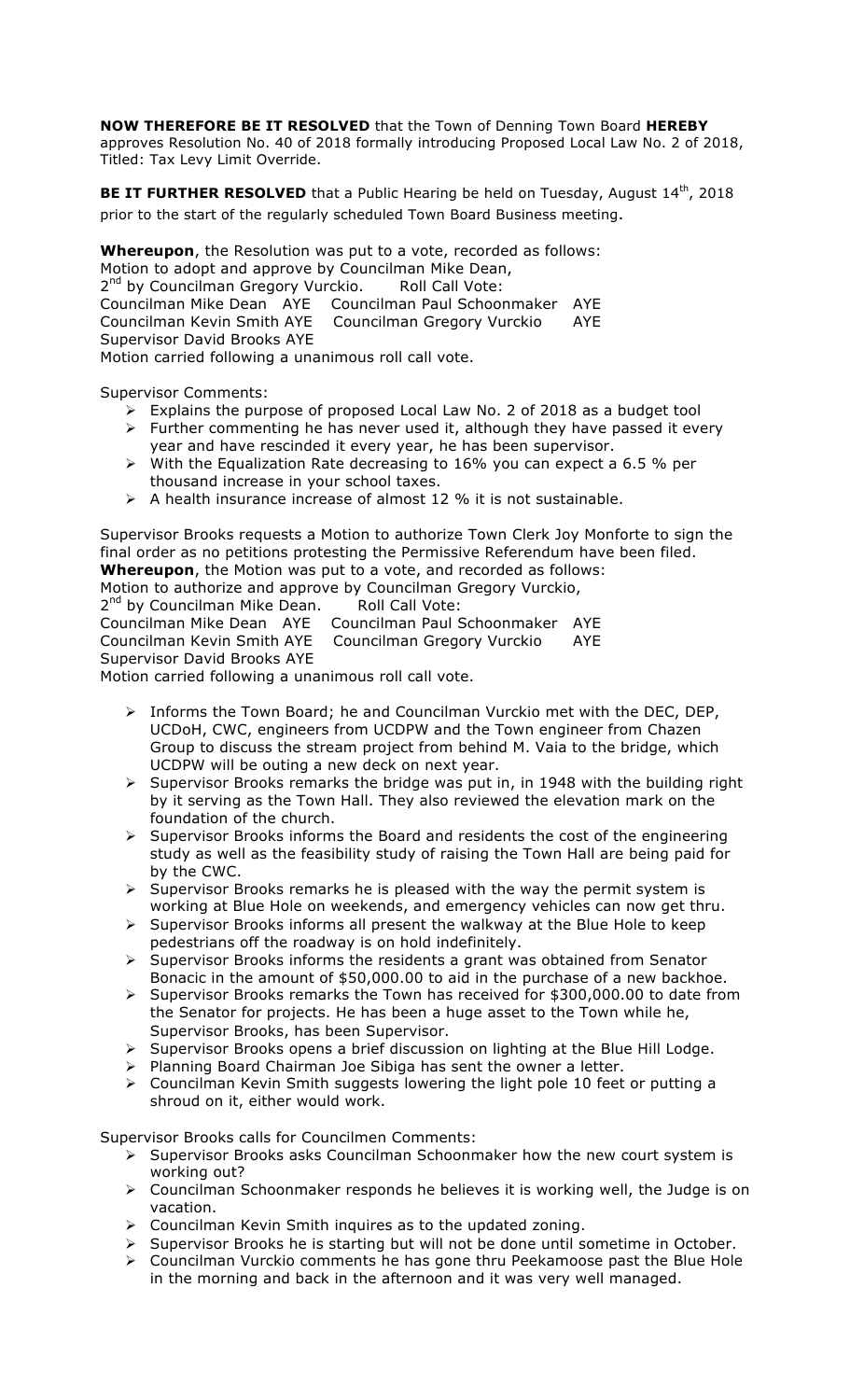**NOW THEREFORE BE IT RESOLVED** that the Town of Denning Town Board **HEREBY** approves Resolution No. 40 of 2018 formally introducing Proposed Local Law No. 2 of 2018, Titled: Tax Levy Limit Override.

**BE IT FURTHER RESOLVED** that a Public Hearing be held on Tuesday, August 14th, 2018 prior to the start of the regularly scheduled Town Board Business meeting.

**Whereupon**, the Resolution was put to a vote, recorded as follows:
Motion to adopt and approve by Councilman Mike Dean,
2nd by Councilman Gregory Vurckio. Roll Call Vote:
Councilman Mike Dean AYE Councilman Paul Schoonmaker AYE
Councilman Kevin Smith AYE Councilman Gregory Vurckio AYE
Supervisor David Brooks AYE
Motion carried following a unanimous roll call vote.

Supervisor Comments:

- Explains the purpose of proposed Local Law No. 2 of 2018 as a budget tool
- Further commenting he has never used it, although they have passed it every year and have rescinded it every year, he has been supervisor.
- With the Equalization Rate decreasing to 16% you can expect a 6.5 % per thousand increase in your school taxes.
- A health insurance increase of almost 12 % it is not sustainable.

Supervisor Brooks requests a Motion to authorize Town Clerk Joy Monforte to sign the final order as no petitions protesting the Permissive Referendum have been filed.
**Whereupon**, the Motion was put to a vote, and recorded as follows:
Motion to authorize and approve by Councilman Gregory Vurckio,
2nd by Councilman Mike Dean. Roll Call Vote:
Councilman Mike Dean AYE Councilman Paul Schoonmaker AYE
Councilman Kevin Smith AYE Councilman Gregory Vurckio AYE
Supervisor David Brooks AYE
Motion carried following a unanimous roll call vote.

- Informs the Town Board; he and Councilman Vurckio met with the DEC, DEP, UCDoH, CWC, engineers from UCDPW and the Town engineer from Chazen Group to discuss the stream project from behind M. Vaia to the bridge, which UCDPW will be outing a new deck on next year.
- Supervisor Brooks remarks the bridge was put in, in 1948 with the building right by it serving as the Town Hall. They also reviewed the elevation mark on the foundation of the church.
- Supervisor Brooks informs the Board and residents the cost of the engineering study as well as the feasibility study of raising the Town Hall are being paid for by the CWC.
- Supervisor Brooks remarks he is pleased with the way the permit system is working at Blue Hole on weekends, and emergency vehicles can now get thru.
- Supervisor Brooks informs all present the walkway at the Blue Hole to keep pedestrians off the roadway is on hold indefinitely.
- Supervisor Brooks informs the residents a grant was obtained from Senator Bonacic in the amount of $50,000.00 to aid in the purchase of a new backhoe.
- Supervisor Brooks remarks the Town has received for $300,000.00 to date from the Senator for projects. He has been a huge asset to the Town while he, Supervisor Brooks, has been Supervisor.
- Supervisor Brooks opens a brief discussion on lighting at the Blue Hill Lodge.
- Planning Board Chairman Joe Sibiga has sent the owner a letter.
- Councilman Kevin Smith suggests lowering the light pole 10 feet or putting a shroud on it, either would work.

Supervisor Brooks calls for Councilmen Comments:

- Supervisor Brooks asks Councilman Schoonmaker how the new court system is working out?
- Councilman Schoonmaker responds he believes it is working well, the Judge is on vacation.
- Councilman Kevin Smith inquires as to the updated zoning.
- Supervisor Brooks he is starting but will not be done until sometime in October.
- Councilman Vurckio comments he has gone thru Peekamoose past the Blue Hole in the morning and back in the afternoon and it was very well managed.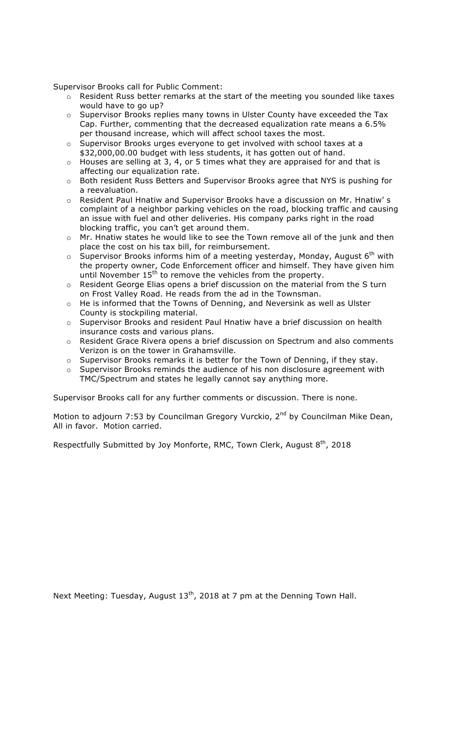Supervisor Brooks call for Public Comment:

- Resident Russ better remarks at the start of the meeting you sounded like taxes would have to go up?
- Supervisor Brooks replies many towns in Ulster County have exceeded the Tax Cap. Further, commenting that the decreased equalization rate means a 6.5% per thousand increase, which will affect school taxes the most.
- Supervisor Brooks urges everyone to get involved with school taxes at a $32,000,00.00 budget with less students, it has gotten out of hand.
- Houses are selling at 3, 4, or 5 times what they are appraised for and that is affecting our equalization rate.
- Both resident Russ Betters and Supervisor Brooks agree that NYS is pushing for a reevaluation.
- Resident Paul Hnatiw and Supervisor Brooks have a discussion on Mr. Hnatiw' s complaint of a neighbor parking vehicles on the road, blocking traffic and causing an issue with fuel and other deliveries. His company parks right in the road blocking traffic, you can't get around them.
- Mr. Hnatiw states he would like to see the Town remove all of the junk and then place the cost on his tax bill, for reimbursement.
- Supervisor Brooks informs him of a meeting yesterday, Monday, August 6th with the property owner, Code Enforcement officer and himself. They have given him until November 15th to remove the vehicles from the property.
- Resident George Elias opens a brief discussion on the material from the S turn on Frost Valley Road. He reads from the ad in the Townsman.
- He is informed that the Towns of Denning, and Neversink as well as Ulster County is stockpiling material.
- Supervisor Brooks and resident Paul Hnatiw have a brief discussion on health insurance costs and various plans.
- Resident Grace Rivera opens a brief discussion on Spectrum and also comments Verizon is on the tower in Grahamsville.
- Supervisor Brooks remarks it is better for the Town of Denning, if they stay.
- Supervisor Brooks reminds the audience of his non disclosure agreement with TMC/Spectrum and states he legally cannot say anything more.

Supervisor Brooks call for any further comments or discussion. There is none.

Motion to adjourn 7:53 by Councilman Gregory Vurckio, 2nd by Councilman Mike Dean, All in favor. Motion carried.

Respectfully Submitted by Joy Monforte, RMC, Town Clerk, August 8th, 2018

Next Meeting: Tuesday, August 13th, 2018 at 7 pm at the Denning Town Hall.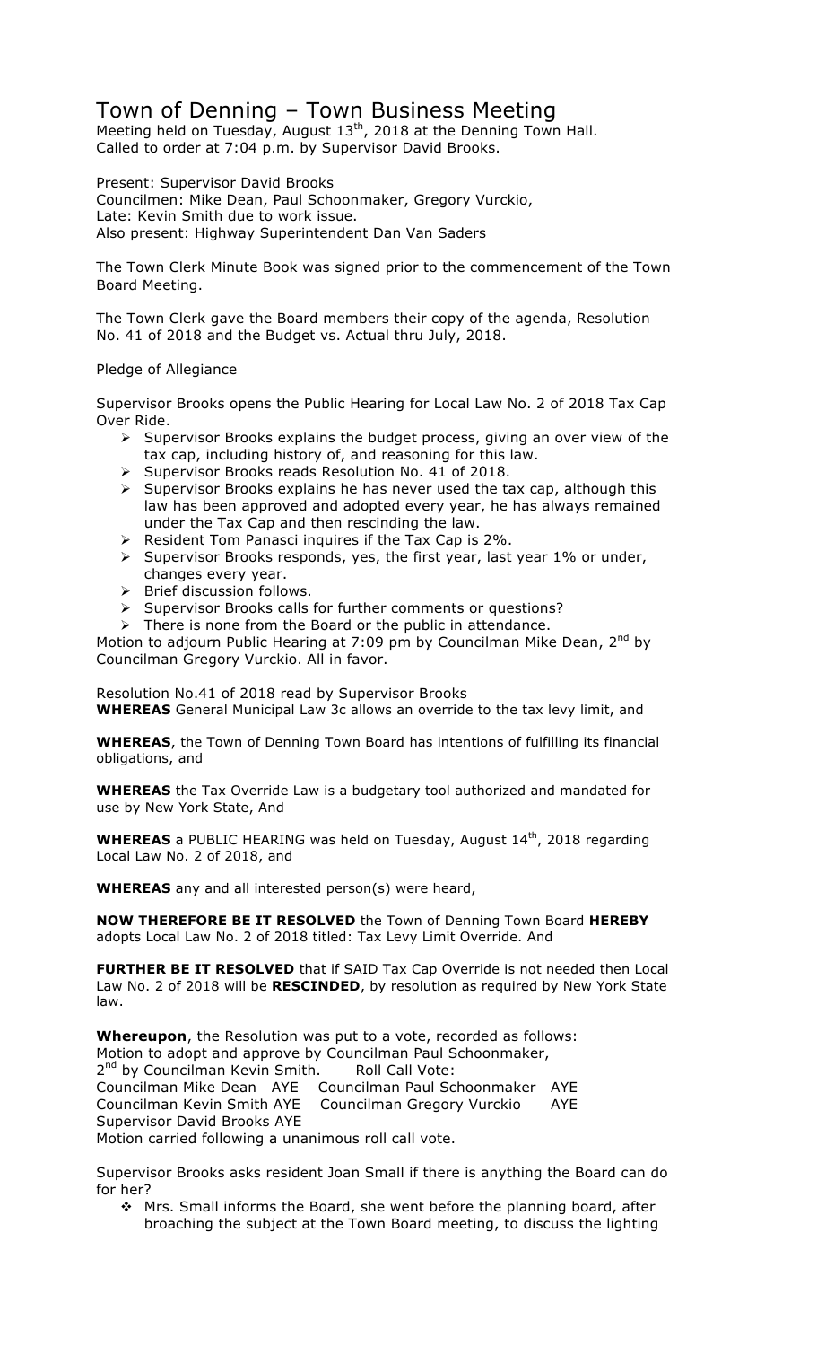# Town of Denning – Town Business Meeting

Meeting held on Tuesday, August 13th, 2018 at the Denning Town Hall.
Called to order at 7:04 p.m. by Supervisor David Brooks.

Present: Supervisor David Brooks
Councilmen: Mike Dean, Paul Schoonmaker, Gregory Vurckio,
Late: Kevin Smith due to work issue.
Also present: Highway Superintendent Dan Van Saders

The Town Clerk Minute Book was signed prior to the commencement of the Town Board Meeting.

The Town Clerk gave the Board members their copy of the agenda, Resolution No. 41 of 2018 and the Budget vs. Actual thru July, 2018.

Pledge of Allegiance

Supervisor Brooks opens the Public Hearing for Local Law No. 2 of 2018 Tax Cap Over Ride.

- Supervisor Brooks explains the budget process, giving an over view of the tax cap, including history of, and reasoning for this law.
- Supervisor Brooks reads Resolution No. 41 of 2018.
- Supervisor Brooks explains he has never used the tax cap, although this law has been approved and adopted every year, he has always remained under the Tax Cap and then rescinding the law.
- Resident Tom Panasci inquires if the Tax Cap is 2%.
- Supervisor Brooks responds, yes, the first year, last year 1% or under, changes every year.
- Brief discussion follows.
- Supervisor Brooks calls for further comments or questions?
- There is none from the Board or the public in attendance.

Motion to adjourn Public Hearing at 7:09 pm by Councilman Mike Dean, 2nd by Councilman Gregory Vurckio. All in favor.

Resolution No.41 of 2018 read by Supervisor Brooks

**WHEREAS** General Municipal Law 3c allows an override to the tax levy limit, and

**WHEREAS**, the Town of Denning Town Board has intentions of fulfilling its financial obligations, and

**WHEREAS** the Tax Override Law is a budgetary tool authorized and mandated for use by New York State, And

**WHEREAS** a PUBLIC HEARING was held on Tuesday, August 14th, 2018 regarding Local Law No. 2 of 2018, and

**WHEREAS** any and all interested person(s) were heard,

**NOW THEREFORE BE IT RESOLVED** the Town of Denning Town Board **HEREBY** adopts Local Law No. 2 of 2018 titled: Tax Levy Limit Override. And

**FURTHER BE IT RESOLVED** that if SAID Tax Cap Override is not needed then Local Law No. 2 of 2018 will be **RESCINDED**, by resolution as required by New York State law.

**Whereupon**, the Resolution was put to a vote, recorded as follows:
Motion to adopt and approve by Councilman Paul Schoonmaker,
2nd by Councilman Kevin Smith. Roll Call Vote:
Councilman Mike Dean AYE Councilman Paul Schoonmaker AYE
Councilman Kevin Smith AYE Councilman Gregory Vurckio AYE
Supervisor David Brooks AYE
Motion carried following a unanimous roll call vote.

Supervisor Brooks asks resident Joan Small if there is anything the Board can do for her?

- Mrs. Small informs the Board, she went before the planning board, after broaching the subject at the Town Board meeting, to discuss the lighting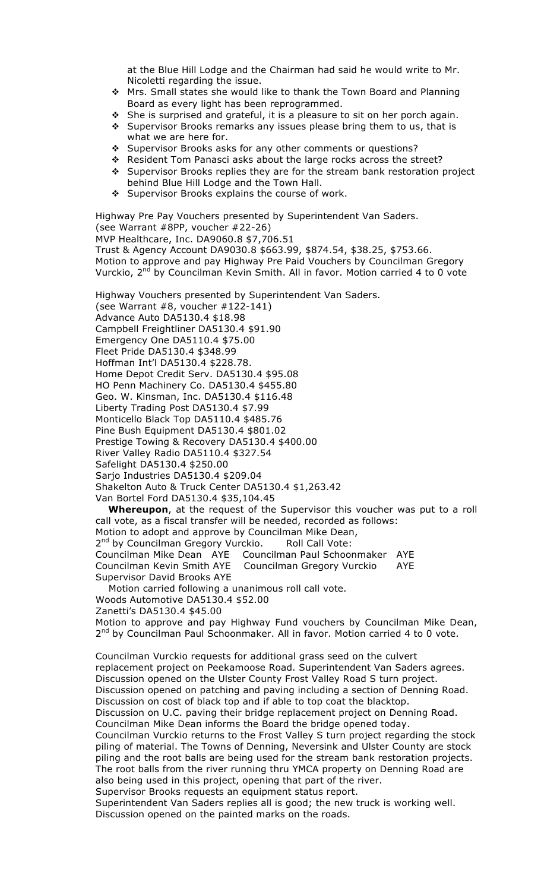at the Blue Hill Lodge and the Chairman had said he would write to Mr. Nicoletti regarding the issue.

- Mrs. Small states she would like to thank the Town Board and Planning Board as every light has been reprogrammed.
- She is surprised and grateful, it is a pleasure to sit on her porch again.
- Supervisor Brooks remarks any issues please bring them to us, that is what we are here for.
- Supervisor Brooks asks for any other comments or questions?
- Resident Tom Panasci asks about the large rocks across the street?
- Supervisor Brooks replies they are for the stream bank restoration project behind Blue Hill Lodge and the Town Hall.
- Supervisor Brooks explains the course of work.

Highway Pre Pay Vouchers presented by Superintendent Van Saders.
(see Warrant #8PP, voucher #22-26)
MVP Healthcare, Inc. DA9060.8 $7,706.51
Trust & Agency Account DA9030.8 $663.99, $874.54, $38.25, $753.66.
Motion to approve and pay Highway Pre Paid Vouchers by Councilman Gregory Vurckio, 2nd by Councilman Kevin Smith. All in favor. Motion carried 4 to 0 vote

Highway Vouchers presented by Superintendent Van Saders.
(see Warrant #8, voucher #122-141)
Advance Auto DA5130.4 $18.98
Campbell Freightliner DA5130.4 $91.90
Emergency One DA5110.4 $75.00
Fleet Pride DA5130.4 $348.99
Hoffman Int'l DA5130.4 $228.78.
Home Depot Credit Serv. DA5130.4 $95.08
HO Penn Machinery Co. DA5130.4 $455.80
Geo. W. Kinsman, Inc. DA5130.4 $116.48
Liberty Trading Post DA5130.4 $7.99
Monticello Black Top DA5110.4 $485.76
Pine Bush Equipment DA5130.4 $801.02
Prestige Towing & Recovery DA5130.4 $400.00
River Valley Radio DA5110.4 $327.54
Safelight DA5130.4 $250.00
Sarjo Industries DA5130.4 $209.04
Shakelton Auto & Truck Center DA5130.4 $1,263.42
Van Bortel Ford DA5130.4 $35,104.45

**Whereupon**, at the request of the Supervisor this voucher was put to a roll call vote, as a fiscal transfer will be needed, recorded as follows:
Motion to adopt and approve by Councilman Mike Dean,
2nd by Councilman Gregory Vurckio. Roll Call Vote:
Councilman Mike Dean AYE Councilman Paul Schoonmaker AYE
Councilman Kevin Smith AYE Councilman Gregory Vurckio AYE
Supervisor David Brooks AYE

Motion carried following a unanimous roll call vote.
Woods Automotive DA5130.4 $52.00
Zanetti's DA5130.4 $45.00
Motion to approve and pay Highway Fund vouchers by Councilman Mike Dean, 2nd by Councilman Paul Schoonmaker. All in favor. Motion carried 4 to 0 vote.

Councilman Vurckio requests for additional grass seed on the culvert replacement project on Peekamoose Road. Superintendent Van Saders agrees.
Discussion opened on the Ulster County Frost Valley Road S turn project.
Discussion opened on patching and paving including a section of Denning Road.
Discussion on cost of black top and if able to top coat the blacktop.
Discussion on U.C. paving their bridge replacement project on Denning Road.
Councilman Mike Dean informs the Board the bridge opened today.
Councilman Vurckio returns to the Frost Valley S turn project regarding the stock piling of material. The Towns of Denning, Neversink and Ulster County are stock piling and the root balls are being used for the stream bank restoration projects. The root balls from the river running thru YMCA property on Denning Road are also being used in this project, opening that part of the river.
Supervisor Brooks requests an equipment status report.
Superintendent Van Saders replies all is good; the new truck is working well.
Discussion opened on the painted marks on the roads.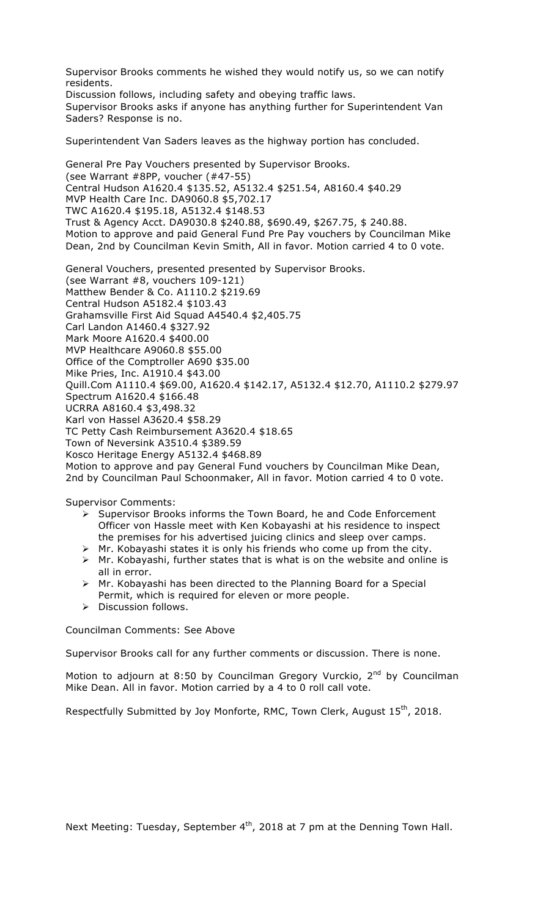Supervisor Brooks comments he wished they would notify us, so we can notify residents.
Discussion follows, including safety and obeying traffic laws.
Supervisor Brooks asks if anyone has anything further for Superintendent Van Saders? Response is no.

Superintendent Van Saders leaves as the highway portion has concluded.

General Pre Pay Vouchers presented by Supervisor Brooks.
(see Warrant #8PP, voucher (#47-55)
Central Hudson A1620.4 $135.52, A5132.4 $251.54, A8160.4 $40.29
MVP Health Care Inc. DA9060.8 $5,702.17
TWC A1620.4 $195.18, A5132.4 $148.53
Trust & Agency Acct. DA9030.8 $240.88, $690.49, $267.75, $ 240.88.
Motion to approve and paid General Fund Pre Pay vouchers by Councilman Mike Dean, 2nd by Councilman Kevin Smith, All in favor. Motion carried 4 to 0 vote.

General Vouchers, presented presented by Supervisor Brooks.
(see Warrant #8, vouchers 109-121)
Matthew Bender & Co. A1110.2 $219.69
Central Hudson A5182.4 $103.43
Grahamsville First Aid Squad A4540.4 $2,405.75
Carl Landon A1460.4 $327.92
Mark Moore A1620.4 $400.00
MVP Healthcare A9060.8 $55.00
Office of the Comptroller A690 $35.00
Mike Pries, Inc. A1910.4 $43.00
Quill.Com A1110.4 $69.00, A1620.4 $142.17, A5132.4 $12.70, A1110.2 $279.97
Spectrum A1620.4 $166.48
UCRRA A8160.4 $3,498.32
Karl von Hassel A3620.4 $58.29
TC Petty Cash Reimbursement A3620.4 $18.65
Town of Neversink A3510.4 $389.59
Kosco Heritage Energy A5132.4 $468.89
Motion to approve and pay General Fund vouchers by Councilman Mike Dean, 2nd by Councilman Paul Schoonmaker, All in favor. Motion carried 4 to 0 vote.

Supervisor Comments:

- Supervisor Brooks informs the Town Board, he and Code Enforcement Officer von Hassle meet with Ken Kobayashi at his residence to inspect the premises for his advertised juicing clinics and sleep over camps.
- Mr. Kobayashi states it is only his friends who come up from the city.
- Mr. Kobayashi, further states that is what is on the website and online is all in error.
- Mr. Kobayashi has been directed to the Planning Board for a Special Permit, which is required for eleven or more people.
- Discussion follows.

Councilman Comments: See Above

Supervisor Brooks call for any further comments or discussion. There is none.

Motion to adjourn at 8:50 by Councilman Gregory Vurckio, 2nd by Councilman Mike Dean. All in favor. Motion carried by a 4 to 0 roll call vote.

Respectfully Submitted by Joy Monforte, RMC, Town Clerk, August 15th, 2018.

Next Meeting: Tuesday, September 4th, 2018 at 7 pm at the Denning Town Hall.